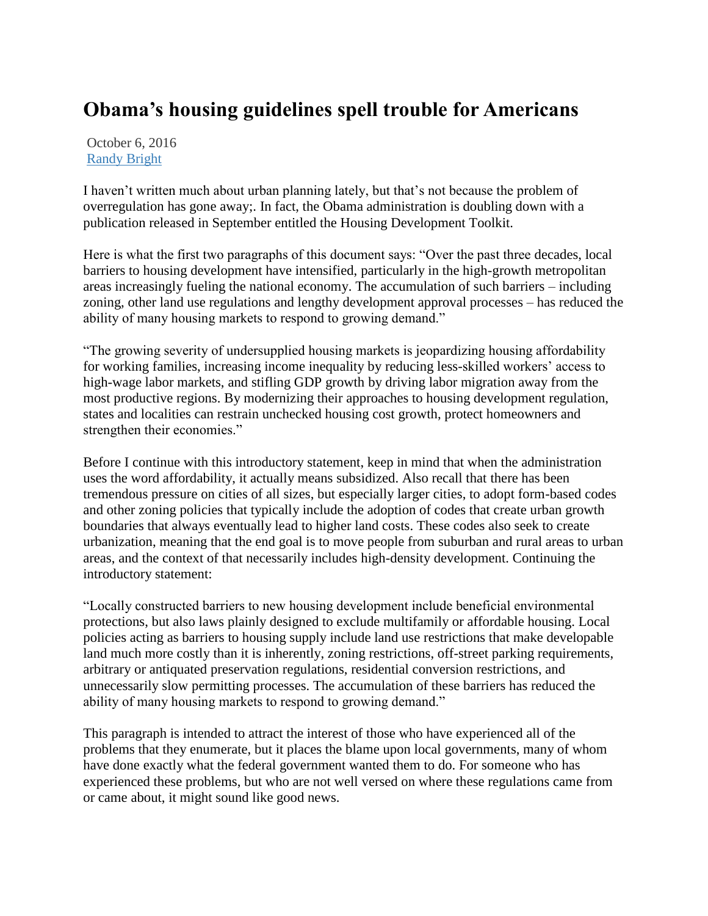# Obama's housing guidelines spell trouble for Americans

October 6, 2016
[Randy Bright]

I haven't written much about urban planning lately, but that's not because the problem of overregulation has gone away;. In fact, the Obama administration is doubling down with a publication released in September entitled the Housing Development Toolkit.

Here is what the first two paragraphs of this document says: "Over the past three decades, local barriers to housing development have intensified, particularly in the high-growth metropolitan areas increasingly fueling the national economy. The accumulation of such barriers – including zoning, other land use regulations and lengthy development approval processes – has reduced the ability of many housing markets to respond to growing demand."

"The growing severity of undersupplied housing markets is jeopardizing housing affordability for working families, increasing income inequality by reducing less-skilled workers' access to high-wage labor markets, and stifling GDP growth by driving labor migration away from the most productive regions. By modernizing their approaches to housing development regulation, states and localities can restrain unchecked housing cost growth, protect homeowners and strengthen their economies."

Before I continue with this introductory statement, keep in mind that when the administration uses the word affordability, it actually means subsidized. Also recall that there has been tremendous pressure on cities of all sizes, but especially larger cities, to adopt form-based codes and other zoning policies that typically include the adoption of codes that create urban growth boundaries that always eventually lead to higher land costs. These codes also seek to create urbanization, meaning that the end goal is to move people from suburban and rural areas to urban areas, and the context of that necessarily includes high-density development. Continuing the introductory statement:

"Locally constructed barriers to new housing development include beneficial environmental protections, but also laws plainly designed to exclude multifamily or affordable housing. Local policies acting as barriers to housing supply include land use restrictions that make developable land much more costly than it is inherently, zoning restrictions, off-street parking requirements, arbitrary or antiquated preservation regulations, residential conversion restrictions, and unnecessarily slow permitting processes. The accumulation of these barriers has reduced the ability of many housing markets to respond to growing demand."

This paragraph is intended to attract the interest of those who have experienced all of the problems that they enumerate, but it places the blame upon local governments, many of whom have done exactly what the federal government wanted them to do. For someone who has experienced these problems, but who are not well versed on where these regulations came from or came about, it might sound like good news.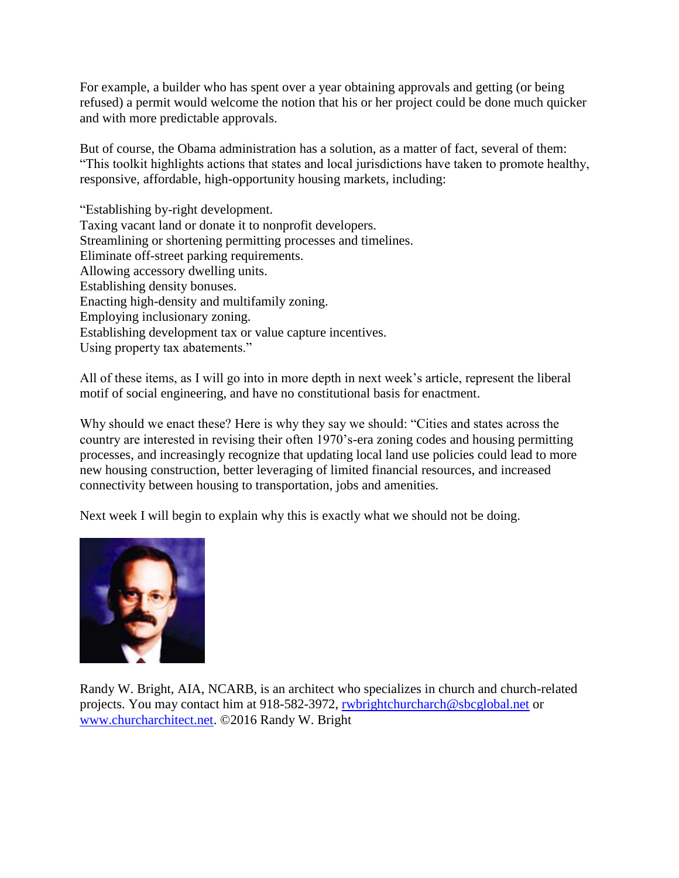For example, a builder who has spent over a year obtaining approvals and getting (or being refused) a permit would welcome the notion that his or her project could be done much quicker and with more predictable approvals.

But of course, the Obama administration has a solution, as a matter of fact, several of them: "This toolkit highlights actions that states and local jurisdictions have taken to promote healthy, responsive, affordable, high-opportunity housing markets, including:

"Establishing by-right development.
Taxing vacant land or donate it to nonprofit developers.
Streamlining or shortening permitting processes and timelines.
Eliminate off-street parking requirements.
Allowing accessory dwelling units.
Establishing density bonuses.
Enacting high-density and multifamily zoning.
Employing inclusionary zoning.
Establishing development tax or value capture incentives.
Using property tax abatements."

All of these items, as I will go into in more depth in next week's article, represent the liberal motif of social engineering, and have no constitutional basis for enactment.

Why should we enact these? Here is why they say we should: "Cities and states across the country are interested in revising their often 1970's-era zoning codes and housing permitting processes, and increasingly recognize that updating local land use policies could lead to more new housing construction, better leveraging of limited financial resources, and increased connectivity between housing to transportation, jobs and amenities.

Next week I will begin to explain why this is exactly what we should not be doing.

Randy W. Bright, AIA, NCARB, is an architect who specializes in church and church-related projects. You may contact him at 918-582-3972, rwbrightchurcharch@sbcglobal.net or www.churcharchitect.net. ©2016 Randy W. Bright